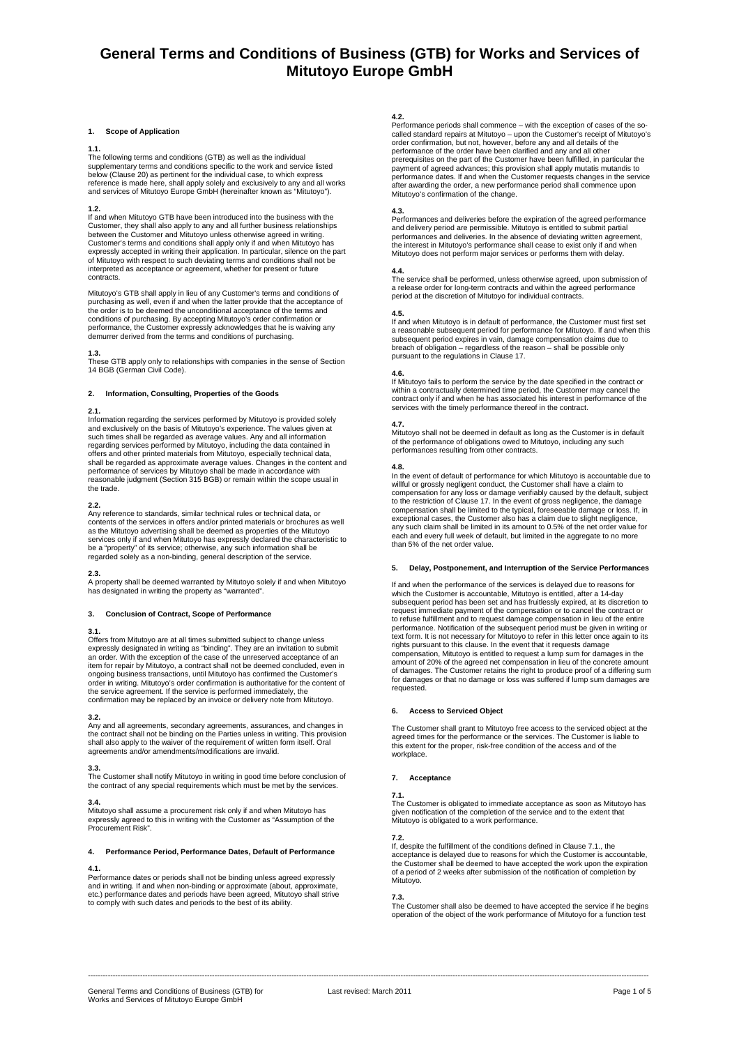# General Terms and Conditions of Business (GTB) for Works and Services of Mitutoyo Europe GmbH

## 1. Scope of Application

**1.1.**
The following terms and conditions (GTB) as well as the individual supplementary terms and conditions specific to the work and service listed below (Clause 20) as pertinent for the individual case, to which express reference is made here, shall apply solely and exclusively to any and all works and services of Mitutoyo Europe GmbH (hereinafter known as "Mitutoyo").

**1.2.**
If and when Mitutoyo GTB have been introduced into the business with the Customer, they shall also apply to any and all further business relationships between the Customer and Mitutoyo unless otherwise agreed in writing. Customer's terms and conditions shall apply only if and when Mitutoyo has expressly accepted in writing their application. In particular, silence on the part of Mitutoyo with respect to such deviating terms and conditions shall not be interpreted as acceptance or agreement, whether for present or future contracts.

Mitutoyo's GTB shall apply in lieu of any Customer's terms and conditions of purchasing as well, even if and when the latter provide that the acceptance of the order is to be deemed the unconditional acceptance of the terms and conditions of purchasing. By accepting Mitutoyo's order confirmation or performance, the Customer expressly acknowledges that he is waiving any demurrer derived from the terms and conditions of purchasing.

**1.3.**
These GTB apply only to relationships with companies in the sense of Section 14 BGB (German Civil Code).

## 2. Information, Consulting, Properties of the Goods

**2.1.**
Information regarding the services performed by Mitutoyo is provided solely and exclusively on the basis of Mitutoyo's experience. The values given at such times shall be regarded as average values. Any and all information regarding services performed by Mitutoyo, including the data contained in offers and other printed materials from Mitutoyo, especially technical data, shall be regarded as approximate average values. Changes in the content and performance of services by Mitutoyo shall be made in accordance with reasonable judgment (Section 315 BGB) or remain within the scope usual in the trade.

**2.2.**
Any reference to standards, similar technical rules or technical data, or contents of the services in offers and/or printed materials or brochures as well as the Mitutoyo advertising shall be deemed as properties of the Mitutoyo services only if and when Mitutoyo has expressly declared the characteristic to be a "property" of its service; otherwise, any such information shall be regarded solely as a non-binding, general description of the service.

**2.3.**
A property shall be deemed warranted by Mitutoyo solely if and when Mitutoyo has designated in writing the property as "warranted".

## 3. Conclusion of Contract, Scope of Performance

**3.1.**
Offers from Mitutoyo are at all times submitted subject to change unless expressly designated in writing as "binding". They are an invitation to submit an order. With the exception of the case of the unreserved acceptance of an item for repair by Mitutoyo, a contract shall not be deemed concluded, even in ongoing business transactions, until Mitutoyo has confirmed the Customer's order in writing. Mitutoyo's order confirmation is authoritative for the content of the service agreement. If the service is performed immediately, the confirmation may be replaced by an invoice or delivery note from Mitutoyo.

**3.2.**
Any and all agreements, secondary agreements, assurances, and changes in the contract shall not be binding on the Parties unless in writing. This provision shall also apply to the waiver of the requirement of written form itself. Oral agreements and/or amendments/modifications are invalid.

**3.3.**
The Customer shall notify Mitutoyo in writing in good time before conclusion of the contract of any special requirements which must be met by the services.

**3.4.**
Mitutoyo shall assume a procurement risk only if and when Mitutoyo has expressly agreed to this in writing with the Customer as "Assumption of the Procurement Risk".

## 4. Performance Period, Performance Dates, Default of Performance

**4.1.**
Performance dates or periods shall not be binding unless agreed expressly and in writing. If and when non-binding or approximate (about, approximate, etc.) performance dates and periods have been agreed, Mitutoyo shall strive to comply with such dates and periods to the best of its ability.

**4.2.**
Performance periods shall commence – with the exception of cases of the so-called standard repairs at Mitutoyo – upon the Customer's receipt of Mitutoyo's order confirmation, but not, however, before any and all details of the performance of the order have been clarified and any and all other prerequisites on the part of the Customer have been fulfilled, in particular the payment of agreed advances; this provision shall apply mutatis mutandis to performance dates. If and when the Customer requests changes in the service after awarding the order, a new performance period shall commence upon Mitutoyo's confirmation of the change.

**4.3.**
Performances and deliveries before the expiration of the agreed performance and delivery period are permissible. Mitutoyo is entitled to submit partial performances and deliveries. In the absence of deviating written agreement, the interest in Mitutoyo's performance shall cease to exist only if and when Mitutoyo does not perform major services or performs them with delay.

**4.4.**
The service shall be performed, unless otherwise agreed, upon submission of a release order for long-term contracts and within the agreed performance period at the discretion of Mitutoyo for individual contracts.

**4.5.**
If and when Mitutoyo is in default of performance, the Customer must first set a reasonable subsequent period for performance for Mitutoyo. If and when this subsequent period expires in vain, damage compensation claims due to breach of obligation – regardless of the reason – shall be possible only pursuant to the regulations in Clause 17.

**4.6.**
If Mitutoyo fails to perform the service by the date specified in the contract or within a contractually determined time period, the Customer may cancel the contract only if and when he has associated his interest in performance of the services with the timely performance thereof in the contract.

**4.7.**
Mitutoyo shall not be deemed in default as long as the Customer is in default of the performance of obligations owed to Mitutoyo, including any such performances resulting from other contracts.

**4.8.**
In the event of default of performance for which Mitutoyo is accountable due to willful or grossly negligent conduct, the Customer shall have a claim to compensation for any loss or damage verifiably caused by the default, subject to the restriction of Clause 17. In the event of gross negligence, the damage compensation shall be limited to the typical, foreseeable damage or loss. If, in exceptional cases, the Customer also has a claim due to slight negligence, any such claim shall be limited in its amount to 0.5% of the net order value for each and every full week of default, but limited in the aggregate to no more than 5% of the net order value.

## 5. Delay, Postponement, and Interruption of the Service Performances

If and when the performance of the services is delayed due to reasons for which the Customer is accountable, Mitutoyo is entitled, after a 14-day subsequent period has been set and has fruitlessly expired, at its discretion to request immediate payment of the compensation or to cancel the contract or to refuse fulfillment and to request damage compensation in lieu of the entire performance. Notification of the subsequent period must be given in writing or text form. It is not necessary for Mitutoyo to refer in this letter once again to its rights pursuant to this clause. In the event that it requests damage compensation, Mitutoyo is entitled to request a lump sum for damages in the amount of 20% of the agreed net compensation in lieu of the concrete amount of damages. The Customer retains the right to produce proof of a differing sum for damages or that no damage or loss was suffered if lump sum damages are requested.

## 6. Access to Serviced Object

The Customer shall grant to Mitutoyo free access to the serviced object at the agreed times for the performance or the services. The Customer is liable to this extent for the proper, risk-free condition of the access and of the workplace.

## 7. Acceptance

**7.1.**
The Customer is obligated to immediate acceptance as soon as Mitutoyo has given notification of the completion of the service and to the extent that Mitutoyo is obligated to a work performance.

**7.2.**
If, despite the fulfillment of the conditions defined in Clause 7.1., the acceptance is delayed due to reasons for which the Customer is accountable, the Customer shall be deemed to have accepted the work upon the expiration of a period of 2 weeks after submission of the notification of completion by Mitutoyo.

**7.3.**
The Customer shall also be deemed to have accepted the service if he begins operation of the object of the work performance of Mitutoyo for a function test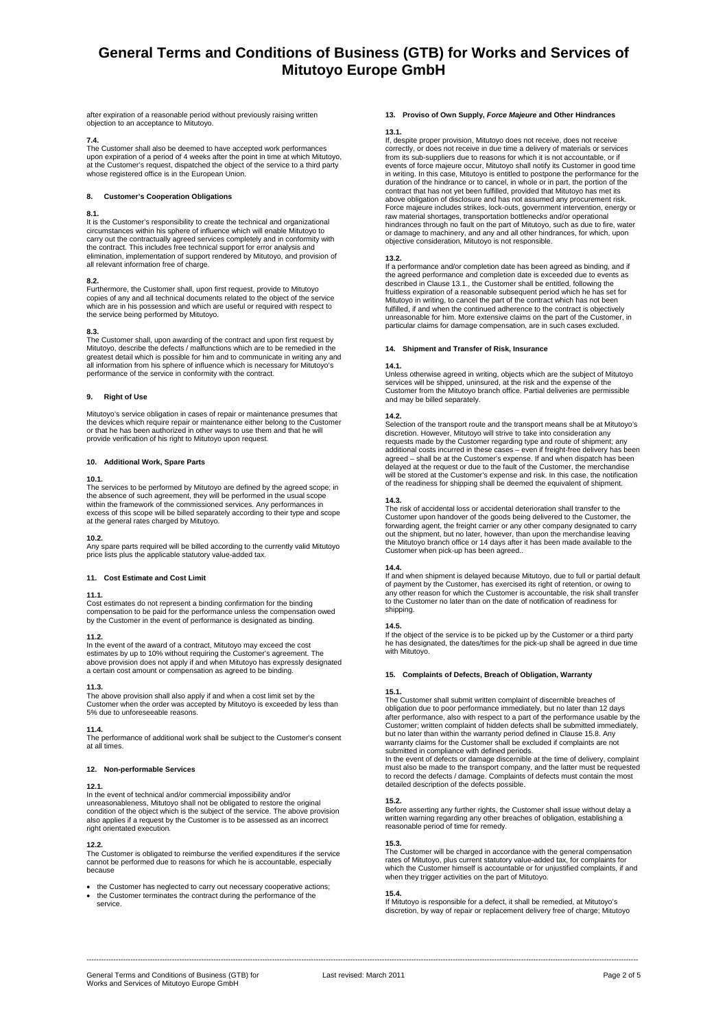# General Terms and Conditions of Business (GTB) for Works and Services of Mitutoyo Europe GmbH

after expiration of a reasonable period without previously raising written objection to an acceptance to Mitutoyo.

**7.4.**
The Customer shall also be deemed to have accepted work performances upon expiration of a period of 4 weeks after the point in time at which Mitutoyo, at the Customer's request, dispatched the object of the service to a third party whose registered office is in the European Union.

## 8. Customer's Cooperation Obligations

**8.1.**
It is the Customer's responsibility to create the technical and organizational circumstances within his sphere of influence which will enable Mitutoyo to carry out the contractually agreed services completely and in conformity with the contract. This includes free technical support for error analysis and elimination, implementation of support rendered by Mitutoyo, and provision of all relevant information free of charge.

**8.2.**
Furthermore, the Customer shall, upon first request, provide to Mitutoyo copies of any and all technical documents related to the object of the service which are in his possession and which are useful or required with respect to the service being performed by Mitutoyo.

**8.3.**
The Customer shall, upon awarding of the contract and upon first request by Mitutoyo, describe the defects / malfunctions which are to be remedied in the greatest detail which is possible for him and to communicate in writing any and all information from his sphere of influence which is necessary for Mitutoyo's performance of the service in conformity with the contract.

## 9. Right of Use

Mitutoyo's service obligation in cases of repair or maintenance presumes that the devices which require repair or maintenance either belong to the Customer or that he has been authorized in other ways to use them and that he will provide verification of his right to Mitutoyo upon request.

## 10. Additional Work, Spare Parts

**10.1.**
The services to be performed by Mitutoyo are defined by the agreed scope; in the absence of such agreement, they will be performed in the usual scope within the framework of the commissioned services. Any performances in excess of this scope will be billed separately according to their type and scope at the general rates charged by Mitutoyo.

**10.2.**
Any spare parts required will be billed according to the currently valid Mitutoyo price lists plus the applicable statutory value-added tax.

## 11. Cost Estimate and Cost Limit

**11.1.**
Cost estimates do not represent a binding confirmation for the binding compensation to be paid for the performance unless the compensation owed by the Customer in the event of performance is designated as binding.

**11.2.**
In the event of the award of a contract, Mitutoyo may exceed the cost estimates by up to 10% without requiring the Customer's agreement. The above provision does not apply if and when Mitutoyo has expressly designated a certain cost amount or compensation as agreed to be binding.

**11.3.**
The above provision shall also apply if and when a cost limit set by the Customer when the order was accepted by Mitutoyo is exceeded by less than 5% due to unforeseeable reasons.

**11.4.**
The performance of additional work shall be subject to the Customer's consent at all times.

## 12. Non-performable Services

**12.1.**
In the event of technical and/or commercial impossibility and/or unreasonableness, Mitutoyo shall not be obligated to restore the original condition of the object which is the subject of the service. The above provision also applies if a request by the Customer is to be assessed as an incorrect right orientated execution.

**12.2.**
The Customer is obligated to reimburse the verified expenditures if the service cannot be performed due to reasons for which he is accountable, especially because

- the Customer has neglected to carry out necessary cooperative actions;
- the Customer terminates the contract during the performance of the service.

## 13. Proviso of Own Supply, *Force Majeure* and Other Hindrances

**13.1.**
If, despite proper provision, Mitutoyo does not receive, does not receive correctly, or does not receive in due time a delivery of materials or services from its sub-suppliers due to reasons for which it is not accountable, or if events of force majeure occur, Mitutoyo shall notify its Customer in good time in writing. In this case, Mitutoyo is entitled to postpone the performance for the duration of the hindrance or to cancel, in whole or in part, the portion of the contract that has not yet been fulfilled, provided that Mitutoyo has met its above obligation of disclosure and has not assumed any procurement risk. Force majeure includes strikes, lock-outs, government intervention, energy or raw material shortages, transportation bottlenecks and/or operational hindrances through no fault on the part of Mitutoyo, such as due to fire, water or damage to machinery, and any and all other hindrances, for which, upon objective consideration, Mitutoyo is not responsible.

**13.2.**
If a performance and/or completion date has been agreed as binding, and if the agreed performance and completion date is exceeded due to events as described in Clause 13.1., the Customer shall be entitled, following the fruitless expiration of a reasonable subsequent period which he has set for Mitutoyo in writing, to cancel the part of the contract which has not been fulfilled, if and when the continued adherence to the contract is objectively unreasonable for him. More extensive claims on the part of the Customer, in particular claims for damage compensation, are in such cases excluded.

## 14. Shipment and Transfer of Risk, Insurance

**14.1.**
Unless otherwise agreed in writing, objects which are the subject of Mitutoyo services will be shipped, uninsured, at the risk and the expense of the Customer from the Mitutoyo branch office. Partial deliveries are permissible and may be billed separately.

**14.2.**
Selection of the transport route and the transport means shall be at Mitutoyo's discretion. However, Mitutoyo will strive to take into consideration any requests made by the Customer regarding type and route of shipment; any additional costs incurred in these cases – even if freight-free delivery has been agreed – shall be at the Customer's expense. If and when dispatch has been delayed at the request or due to the fault of the Customer, the merchandise will be stored at the Customer's expense and risk. In this case, the notification of the readiness for shipping shall be deemed the equivalent of shipment.

**14.3.**
The risk of accidental loss or accidental deterioration shall transfer to the Customer upon handover of the goods being delivered to the Customer, the forwarding agent, the freight carrier or any other company designated to carry out the shipment, but no later, however, than upon the merchandise leaving the Mitutoyo branch office or 14 days after it has been made available to the Customer when pick-up has been agreed..

**14.4.**
If and when shipment is delayed because Mitutoyo, due to full or partial default of payment by the Customer, has exercised its right of retention, or owing to any other reason for which the Customer is accountable, the risk shall transfer to the Customer no later than on the date of notification of readiness for shipping.

**14.5.**
If the object of the service is to be picked up by the Customer or a third party he has designated, the dates/times for the pick-up shall be agreed in due time with Mitutoyo.

## 15. Complaints of Defects, Breach of Obligation, Warranty

**15.1.**
The Customer shall submit written complaint of discernible breaches of obligation due to poor performance immediately, but no later than 12 days after performance, also with respect to a part of the performance usable by the Customer; written complaint of hidden defects shall be submitted immediately, but no later than within the warranty period defined in Clause 15.8. Any warranty claims for the Customer shall be excluded if complaints are not submitted in compliance with defined periods.
In the event of defects or damage discernible at the time of delivery, complaint must also be made to the transport company, and the latter must be requested to record the defects / damage. Complaints of defects must contain the most detailed description of the defects possible.

**15.2.**
Before asserting any further rights, the Customer shall issue without delay a written warning regarding any other breaches of obligation, establishing a reasonable period of time for remedy.

**15.3.**
The Customer will be charged in accordance with the general compensation rates of Mitutoyo, plus current statutory value-added tax, for complaints for which the Customer himself is accountable or for unjustified complaints, if and when they trigger activities on the part of Mitutoyo.

**15.4.**
If Mitutoyo is responsible for a defect, it shall be remedied, at Mitutoyo's discretion, by way of repair or replacement delivery free of charge; Mitutoyo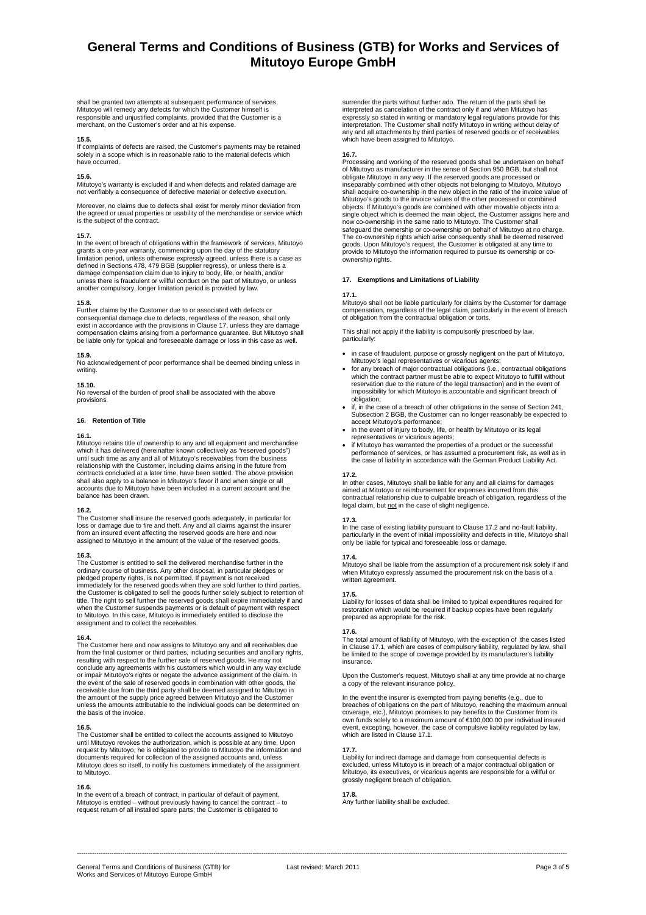shall be granted two attempts at subsequent performance of services. Mitutoyo will remedy any defects for which the Customer himself is responsible and unjustified complaints, provided that the Customer is a merchant, on the Customer's order and at his expense.

**15.5.**
If complaints of defects are raised, the Customer's payments may be retained solely in a scope which is in reasonable ratio to the material defects which have occurred.

**15.6.**
Mitutoyo's warranty is excluded if and when defects and related damage are not verifiably a consequence of defective material or defective execution.

Moreover, no claims due to defects shall exist for merely minor deviation from the agreed or usual properties or usability of the merchandise or service which is the subject of the contract.

**15.7.**
In the event of breach of obligations within the framework of services, Mitutoyo grants a one-year warranty, commencing upon the day of the statutory limitation period, unless otherwise expressly agreed, unless there is a case as defined in Sections 478, 479 BGB (supplier regress), or unless there is a damage compensation claim due to injury to body, life, or health, and/or unless there is fraudulent or willful conduct on the part of Mitutoyo, or unless another compulsory, longer limitation period is provided by law.

**15.8.**
Further claims by the Customer due to or associated with defects or consequential damage due to defects, regardless of the reason, shall only exist in accordance with the provisions in Clause 17, unless they are damage compensation claims arising from a performance guarantee. But Mitutoyo shall be liable only for typical and foreseeable damage or loss in this case as well.

**15.9.**
No acknowledgement of poor performance shall be deemed binding unless in writing.

**15.10.**
No reversal of the burden of proof shall be associated with the above provisions.

### 16. Retention of Title

**16.1.**
Mitutoyo retains title of ownership to any and all equipment and merchandise which it has delivered (hereinafter known collectively as "reserved goods") until such time as any and all of Mitutoyo's receivables from the business relationship with the Customer, including claims arising in the future from contracts concluded at a later time, have been settled. The above provision shall also apply to a balance in Mitutoyo's favor if and when single or all accounts due to Mitutoyo have been included in a current account and the balance has been drawn.

**16.2.**
The Customer shall insure the reserved goods adequately, in particular for loss or damage due to fire and theft. Any and all claims against the insurer from an insured event affecting the reserved goods are here and now assigned to Mitutoyo in the amount of the value of the reserved goods.

**16.3.**
The Customer is entitled to sell the delivered merchandise further in the ordinary course of business. Any other disposal, in particular pledges or pledged property rights, is not permitted. If payment is not received immediately for the reserved goods when they are sold further to third parties, the Customer is obligated to sell the goods further solely subject to retention of title. The right to sell further the reserved goods shall expire immediately if and when the Customer suspends payments or is default of payment with respect to Mitutoyo. In this case, Mitutoyo is immediately entitled to disclose the assignment and to collect the receivables.

**16.4.**
The Customer here and now assigns to Mitutoyo any and all receivables due from the final customer or third parties, including securities and ancillary rights, resulting with respect to the further sale of reserved goods. He may not conclude any agreements with his customers which would in any way exclude or impair Mitutoyo's rights or negate the advance assignment of the claim. In the event of the sale of reserved goods in combination with other goods, the receivable due from the third party shall be deemed assigned to Mitutoyo in the amount of the supply price agreed between Mitutoyo and the Customer unless the amounts attributable to the individual goods can be determined on the basis of the invoice.

**16.5.**
The Customer shall be entitled to collect the accounts assigned to Mitutoyo until Mitutoyo revokes the authorization, which is possible at any time. Upon request by Mitutoyo, he is obligated to provide to Mitutoyo the information and documents required for collection of the assigned accounts and, unless Mitutoyo does so itself, to notify his customers immediately of the assignment to Mitutoyo.

**16.6.**
In the event of a breach of contract, in particular of default of payment, Mitutoyo is entitled – without previously having to cancel the contract – to request return of all installed spare parts; the Customer is obligated to surrender the parts without further ado. The return of the parts shall be interpreted as cancelation of the contract only if and when Mitutoyo has expressly so stated in writing or mandatory legal regulations provide for this interpretation. The Customer shall notify Mitutoyo in writing without delay of any and all attachments by third parties of reserved goods or of receivables which have been assigned to Mitutoyo.

**16.7.**
Processing and working of the reserved goods shall be undertaken on behalf of Mitutoyo as manufacturer in the sense of Section 950 BGB, but shall not obligate Mitutoyo in any way. If the reserved goods are processed or inseparably combined with other objects not belonging to Mitutoyo, Mitutoyo shall acquire co-ownership in the new object in the ratio of the invoice value of Mitutoyo's goods to the invoice values of the other processed or combined objects. If Mitutoyo's goods are combined with other movable objects into a single object which is deemed the main object, the Customer assigns here and now co-ownership in the same ratio to Mitutoyo. The Customer shall safeguard the ownership or co-ownership on behalf of Mitutoyo at no charge. The co-ownership rights which arise consequently shall be deemed reserved goods. Upon Mitutoyo's request, the Customer is obligated at any time to provide to Mitutoyo the information required to pursue its ownership or co-ownership rights.

### 17. Exemptions and Limitations of Liability

**17.1.**
Mitutoyo shall not be liable particularly for claims by the Customer for damage compensation, regardless of the legal claim, particularly in the event of breach of obligation from the contractual obligation or torts.

This shall not apply if the liability is compulsorily prescribed by law, particularly:

- in case of fraudulent, purpose or grossly negligent on the part of Mitutoyo, Mitutoyo's legal representatives or vicarious agents;
- for any breach of major contractual obligations (i.e., contractual obligations which the contract partner must be able to expect Mitutoyo to fulfill without reservation due to the nature of the legal transaction) and in the event of impossibility for which Mitutoyo is accountable and significant breach of obligation;
- if, in the case of a breach of other obligations in the sense of Section 241, Subsection 2 BGB, the Customer can no longer reasonably be expected to accept Mitutoyo's performance;
- in the event of injury to body, life, or health by Mitutoyo or its legal representatives or vicarious agents;
- if Mitutoyo has warranted the properties of a product or the successful performance of services, or has assumed a procurement risk, as well as in the case of liability in accordance with the German Product Liability Act.

**17.2.**
In other cases, Mitutoyo shall be liable for any and all claims for damages aimed at Mitutoyo or reimbursement for expenses incurred from this contractual relationship due to culpable breach of obligation, regardless of the legal claim, but <u>not</u> in the case of slight negligence.

**17.3.**
In the case of existing liability pursuant to Clause 17.2 and no-fault liability, particularly in the event of initial impossibility and defects in title, Mitutoyo shall only be liable for typical and foreseeable loss or damage.

**17.4.**
Mitutoyo shall be liable from the assumption of a procurement risk solely if and when Mitutoyo expressly assumed the procurement risk on the basis of a written agreement.

**17.5.**
Liability for losses of data shall be limited to typical expenditures required for restoration which would be required if backup copies have been regularly prepared as appropriate for the risk.

**17.6.**
The total amount of liability of Mitutoyo, with the exception of the cases listed in Clause 17.1, which are cases of compulsory liability, regulated by law, shall be limited to the scope of coverage provided by its manufacturer's liability insurance.

Upon the Customer's request, Mitutoyo shall at any time provide at no charge a copy of the relevant insurance policy.

In the event the insurer is exempted from paying benefits (e.g., due to breaches of obligations on the part of Mitutoyo, reaching the maximum annual coverage, etc.), Mitutoyo promises to pay benefits to the Customer from its own funds solely to a maximum amount of €100,000.00 per individual insured event, excepting, however, the case of compulsive liability regulated by law, which are listed in Clause 17.1.

**17.7.**
Liability for indirect damage and damage from consequential defects is excluded, unless Mitutoyo is in breach of a major contractual obligation or Mitutoyo, its executives, or vicarious agents are responsible for a willful or grossly negligent breach of obligation.

**17.8.**
Any further liability shall be excluded.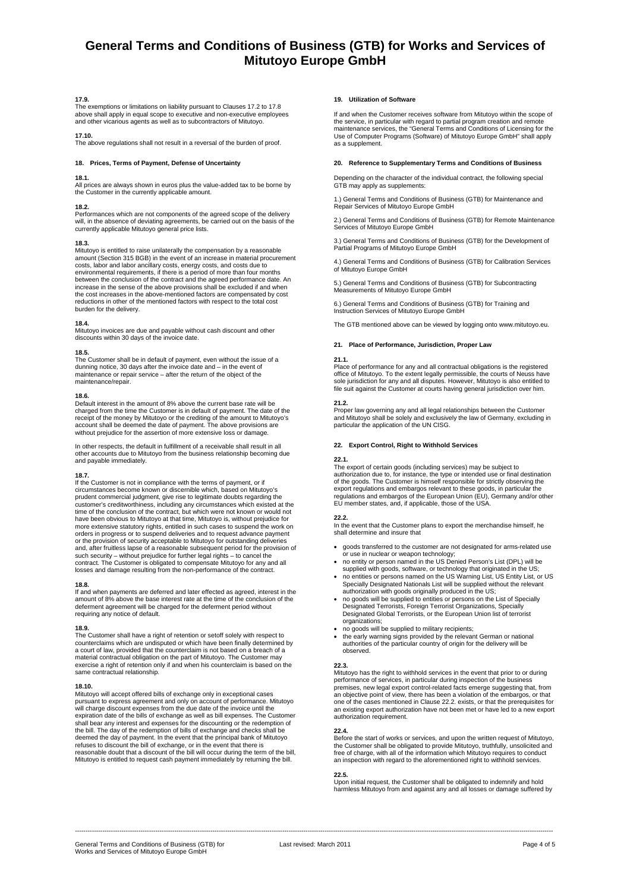# General Terms and Conditions of Business (GTB) for Works and Services of Mitutoyo Europe GmbH

**17.9.**
The exemptions or limitations on liability pursuant to Clauses 17.2 to 17.8 above shall apply in equal scope to executive and non-executive employees and other vicarious agents as well as to subcontractors of Mitutoyo.

**17.10.**
The above regulations shall not result in a reversal of the burden of proof.

## 18. Prices, Terms of Payment, Defense of Uncertainty

**18.1.**
All prices are always shown in euros plus the value-added tax to be borne by the Customer in the currently applicable amount.

**18.2.**
Performances which are not components of the agreed scope of the delivery will, in the absence of deviating agreements, be carried out on the basis of the currently applicable Mitutoyo general price lists.

**18.3.**
Mitutoyo is entitled to raise unilaterally the compensation by a reasonable amount (Section 315 BGB) in the event of an increase in material procurement costs, labor and labor ancillary costs, energy costs, and costs due to environmental requirements, if there is a period of more than four months between the conclusion of the contract and the agreed performance date. An increase in the sense of the above provisions shall be excluded if and when the cost increases in the above-mentioned factors are compensated by cost reductions in other of the mentioned factors with respect to the total cost burden for the delivery.

**18.4.**
Mitutoyo invoices are due and payable without cash discount and other discounts within 30 days of the invoice date.

**18.5.**
The Customer shall be in default of payment, even without the issue of a dunning notice, 30 days after the invoice date and – in the event of maintenance or repair service – after the return of the object of the maintenance/repair.

**18.6.**
Default interest in the amount of 8% above the current base rate will be charged from the time the Customer is in default of payment. The date of the receipt of the money by Mitutoyo or the crediting of the amount to Mitutoyo's account shall be deemed the date of payment. The above provisions are without prejudice for the assertion of more extensive loss or damage.

In other respects, the default in fulfillment of a receivable shall result in all other accounts due to Mitutoyo from the business relationship becoming due and payable immediately.

**18.7.**
If the Customer is not in compliance with the terms of payment, or if circumstances become known or discernible which, based on Mitutoyo's prudent commercial judgment, give rise to legitimate doubts regarding the customer's creditworthiness, including any circumstances which existed at the time of the conclusion of the contract, but which were not known or would not have been obvious to Mitutoyo at that time, Mitutoyo is, without prejudice for more extensive statutory rights, entitled in such cases to suspend the work on orders in progress or to suspend deliveries and to request advance payment or the provision of security acceptable to Mitutoyo for outstanding deliveries and, after fruitless lapse of a reasonable subsequent period for the provision of such security – without prejudice for further legal rights – to cancel the contract. The Customer is obligated to compensate Mitutoyo for any and all losses and damage resulting from the non-performance of the contract.

**18.8.**
If and when payments are deferred and later effected as agreed, interest in the amount of 8% above the base interest rate at the time of the conclusion of the deferment agreement will be charged for the deferment period without requiring any notice of default.

**18.9.**
The Customer shall have a right of retention or setoff solely with respect to counterclaims which are undisputed or which have been finally determined by a court of law, provided that the counterclaim is not based on a breach of a material contractual obligation on the part of Mitutoyo. The Customer may exercise a right of retention only if and when his counterclaim is based on the same contractual relationship.

**18.10.**
Mitutoyo will accept offered bills of exchange only in exceptional cases pursuant to express agreement and only on account of performance. Mitutoyo will charge discount expenses from the due date of the invoice until the expiration date of the bills of exchange as well as bill expenses. The Customer shall bear any interest and expenses for the discounting or the redemption of the bill. The day of the redemption of bills of exchange and checks shall be deemed the day of payment. In the event that the principal bank of Mitutoyo refuses to discount the bill of exchange, or in the event that there is reasonable doubt that a discount of the bill will occur during the term of the bill, Mitutoyo is entitled to request cash payment immediately by returning the bill.

## 19. Utilization of Software

If and when the Customer receives software from Mitutoyo within the scope of the service, in particular with regard to partial program creation and remote maintenance services, the "General Terms and Conditions of Licensing for the Use of Computer Programs (Software) of Mitutoyo Europe GmbH" shall apply as a supplement.

## 20. Reference to Supplementary Terms and Conditions of Business

Depending on the character of the individual contract, the following special GTB may apply as supplements:

1.) General Terms and Conditions of Business (GTB) for Maintenance and Repair Services of Mitutoyo Europe GmbH

2.) General Terms and Conditions of Business (GTB) for Remote Maintenance Services of Mitutoyo Europe GmbH

3.) General Terms and Conditions of Business (GTB) for the Development of Partial Programs of Mitutoyo Europe GmbH

4.) General Terms and Conditions of Business (GTB) for Calibration Services of Mitutoyo Europe GmbH

5.) General Terms and Conditions of Business (GTB) for Subcontracting Measurements of Mitutoyo Europe GmbH

6.) General Terms and Conditions of Business (GTB) for Training and Instruction Services of Mitutoyo Europe GmbH

The GTB mentioned above can be viewed by logging onto www.mitutoyo.eu.

## 21. Place of Performance, Jurisdiction, Proper Law

**21.1.**
Place of performance for any and all contractual obligations is the registered office of Mitutoyo. To the extent legally permissible, the courts of Neuss have sole jurisdiction for any and all disputes. However, Mitutoyo is also entitled to file suit against the Customer at courts having general jurisdiction over him.

**21.2.**
Proper law governing any and all legal relationships between the Customer and Mitutoyo shall be solely and exclusively the law of Germany, excluding in particular the application of the UN CISG.

## 22. Export Control, Right to Withhold Services

**22.1.**
The export of certain goods (including services) may be subject to authorization due to, for instance, the type or intended use or final destination of the goods. The Customer is himself responsible for strictly observing the export regulations and embargos relevant to these goods, in particular the regulations and embargos of the European Union (EU), Germany and/or other EU member states, and, if applicable, those of the USA.

**22.2.**
In the event that the Customer plans to export the merchandise himself, he shall determine and insure that

- goods transferred to the customer are not designated for arms-related use or use in nuclear or weapon technology;
- no entity or person named in the US Denied Person's List (DPL) will be supplied with goods, software, or technology that originated in the US;
- no entities or persons named on the US Warning List, US Entity List, or US Specially Designated Nationals List will be supplied without the relevant authorization with goods originally produced in the US;
- no goods will be supplied to entities or persons on the List of Specially Designated Terrorists, Foreign Terrorist Organizations, Specially Designated Global Terrorists, or the European Union list of terrorist organizations;
- no goods will be supplied to military recipients;
- the early warning signs provided by the relevant German or national authorities of the particular country of origin for the delivery will be observed.

**22.3.**
Mitutoyo has the right to withhold services in the event that prior to or during performance of services, in particular during inspection of the business premises, new legal export control-related facts emerge suggesting that, from an objective point of view, there has been a violation of the embargos, or that one of the cases mentioned in Clause 22.2. exists, or that the prerequisites for an existing export authorization have not been met or have led to a new export authorization requirement.

**22.4.**
Before the start of works or services, and upon the written request of Mitutoyo, the Customer shall be obligated to provide Mitutoyo, truthfully, unsolicited and free of charge, with all of the information which Mitutoyo requires to conduct an inspection with regard to the aforementioned right to withhold services.

**22.5.**
Upon initial request, the Customer shall be obligated to indemnify and hold harmless Mitutoyo from and against any and all losses or damage suffered by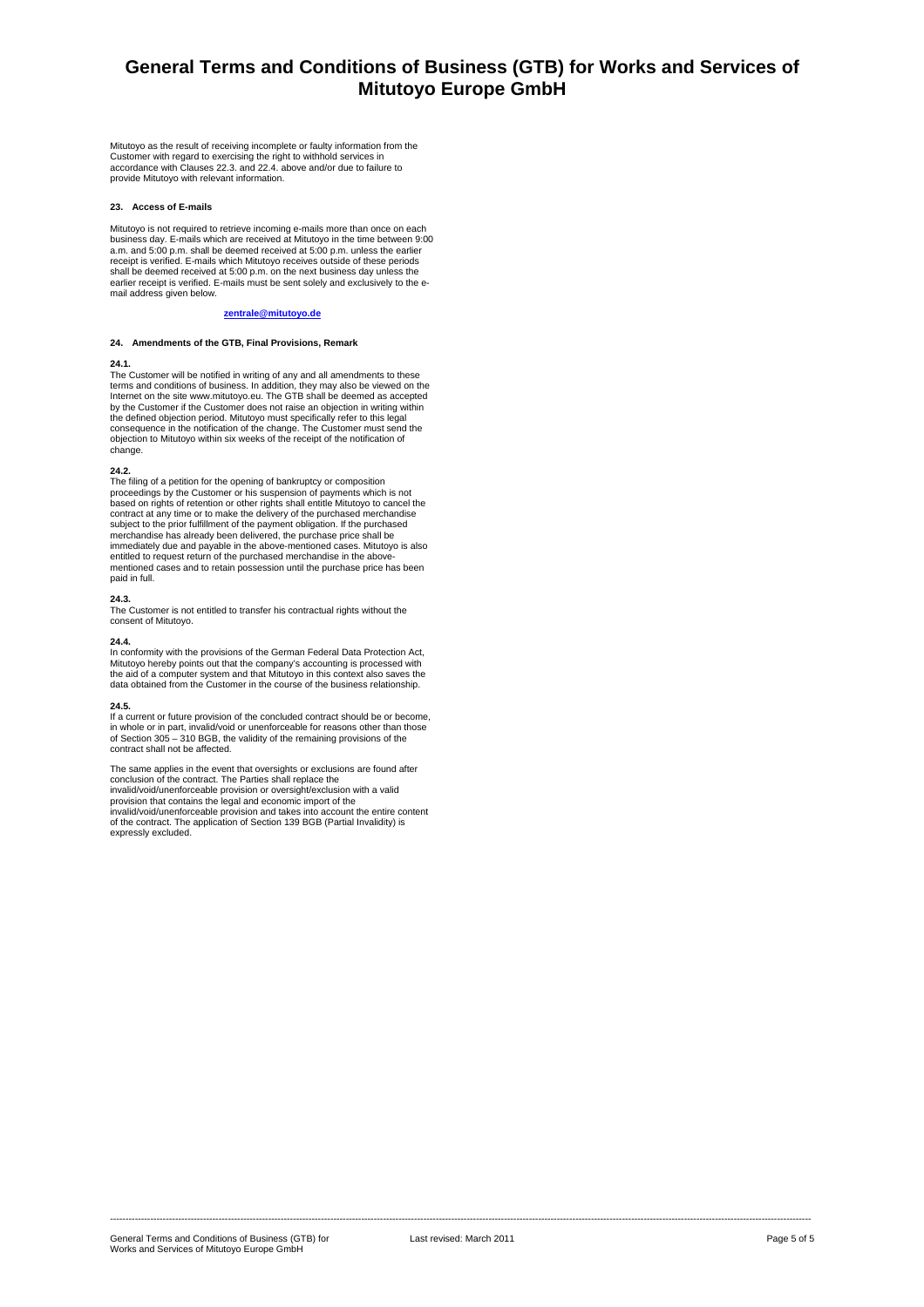Mitutoyo as the result of receiving incomplete or faulty information from the Customer with regard to exercising the right to withhold services in accordance with Clauses 22.3. and 22.4. above and/or due to failure to provide Mitutoyo with relevant information.

### 23. Access of E-mails

Mitutoyo is not required to retrieve incoming e-mails more than once on each business day. E-mails which are received at Mitutoyo in the time between 9:00 a.m. and 5:00 p.m. shall be deemed received at 5:00 p.m. unless the earlier receipt is verified. E-mails which Mitutoyo receives outside of these periods shall be deemed received at 5:00 p.m. on the next business day unless the earlier receipt is verified. E-mails must be sent solely and exclusively to the e-mail address given below.

**zentrale@mitutoyo.de**

### 24. Amendments of the GTB, Final Provisions, Remark

**24.1.**
The Customer will be notified in writing of any and all amendments to these terms and conditions of business. In addition, they may also be viewed on the Internet on the site www.mitutoyo.eu. The GTB shall be deemed as accepted by the Customer if the Customer does not raise an objection in writing within the defined objection period. Mitutoyo must specifically refer to this legal consequence in the notification of the change. The Customer must send the objection to Mitutoyo within six weeks of the receipt of the notification of change.

**24.2.**
The filing of a petition for the opening of bankruptcy or composition proceedings by the Customer or his suspension of payments which is not based on rights of retention or other rights shall entitle Mitutoyo to cancel the contract at any time or to make the delivery of the purchased merchandise subject to the prior fulfillment of the payment obligation. If the purchased merchandise has already been delivered, the purchase price shall be immediately due and payable in the above-mentioned cases. Mitutoyo is also entitled to request return of the purchased merchandise in the above-mentioned cases and to retain possession until the purchase price has been paid in full.

**24.3.**
The Customer is not entitled to transfer his contractual rights without the consent of Mitutoyo.

**24.4.**
In conformity with the provisions of the German Federal Data Protection Act, Mitutoyo hereby points out that the company's accounting is processed with the aid of a computer system and that Mitutoyo in this context also saves the data obtained from the Customer in the course of the business relationship.

**24.5.**
If a current or future provision of the concluded contract should be or become, in whole or in part, invalid/void or unenforceable for reasons other than those of Section 305 – 310 BGB, the validity of the remaining provisions of the contract shall not be affected.

The same applies in the event that oversights or exclusions are found after conclusion of the contract. The Parties shall replace the invalid/void/unenforceable provision or oversight/exclusion with a valid provision that contains the legal and economic import of the invalid/void/unenforceable provision and takes into account the entire content of the contract. The application of Section 139 BGB (Partial Invalidity) is expressly excluded.